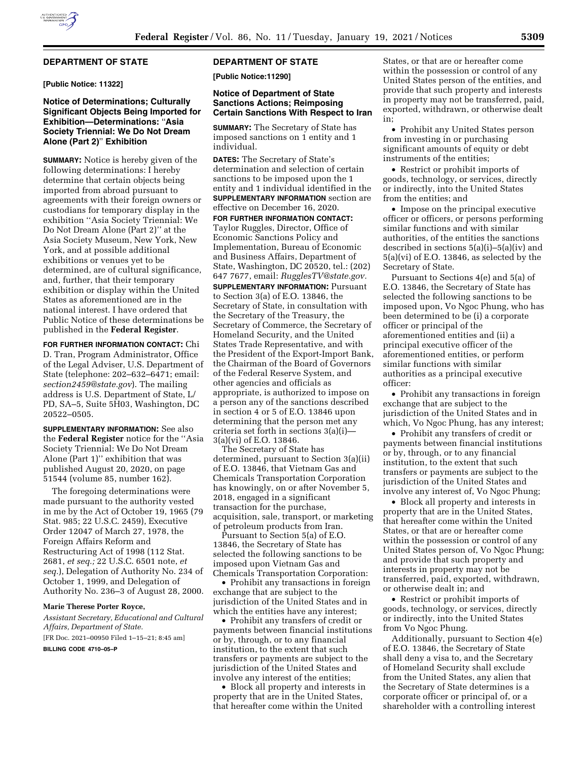## DEPARTMENT OF STATE

**[Public Notice: 11322]**

### Notice of Determinations; Culturally Significant Objects Being Imported for Exhibition—Determinations: "Asia Society Triennial: We Do Not Dream Alone (Part 2)" Exhibition

**SUMMARY:** Notice is hereby given of the following determinations: I hereby determine that certain objects being imported from abroad pursuant to agreements with their foreign owners or custodians for temporary display in the exhibition "Asia Society Triennial: We Do Not Dream Alone (Part 2)" at the Asia Society Museum, New York, New York, and at possible additional exhibitions or venues yet to be determined, are of cultural significance, and, further, that their temporary exhibition or display within the United States as aforementioned are in the national interest. I have ordered that Public Notice of these determinations be published in the **Federal Register**.

**FOR FURTHER INFORMATION CONTACT:** Chi D. Tran, Program Administrator, Office of the Legal Adviser, U.S. Department of State (telephone: 202–632–6471; email: *section2459@state.gov*). The mailing address is U.S. Department of State, L/PD, SA–5, Suite 5H03, Washington, DC 20522–0505.

**SUPPLEMENTARY INFORMATION:** See also the **Federal Register** notice for the "Asia Society Triennial: We Do Not Dream Alone (Part 1)" exhibition that was published August 20, 2020, on page 51544 (volume 85, number 162).

The foregoing determinations were made pursuant to the authority vested in me by the Act of October 19, 1965 (79 Stat. 985; 22 U.S.C. 2459), Executive Order 12047 of March 27, 1978, the Foreign Affairs Reform and Restructuring Act of 1998 (112 Stat. 2681, *et seq.;* 22 U.S.C. 6501 note, *et seq.*), Delegation of Authority No. 234 of October 1, 1999, and Delegation of Authority No. 236–3 of August 28, 2000.

**Marie Therese Porter Royce,**

*Assistant Secretary, Educational and Cultural Affairs, Department of State.*

[FR Doc. 2021–00950 Filed 1–15–21; 8:45 am]

**BILLING CODE 4710–05–P**

## DEPARTMENT OF STATE

**[Public Notice:11290]**

### Notice of Department of State Sanctions Actions; Reimposing Certain Sanctions With Respect to Iran

**SUMMARY:** The Secretary of State has imposed sanctions on 1 entity and 1 individual.

**DATES:** The Secretary of State's determination and selection of certain sanctions to be imposed upon the 1 entity and 1 individual identified in the **SUPPLEMENTARY INFORMATION** section are effective on December 16, 2020.

**FOR FURTHER INFORMATION CONTACT:** Taylor Ruggles, Director, Office of Economic Sanctions Policy and Implementation, Bureau of Economic and Business Affairs, Department of State, Washington, DC 20520, tel.: (202) 647 7677, email: *RugglesTV@state.gov*.

**SUPPLEMENTARY INFORMATION:** Pursuant to Section 3(a) of E.O. 13846, the Secretary of State, in consultation with the Secretary of the Treasury, the Secretary of Commerce, the Secretary of Homeland Security, and the United States Trade Representative, and with the President of the Export-Import Bank, the Chairman of the Board of Governors of the Federal Reserve System, and other agencies and officials as appropriate, is authorized to impose on a person any of the sanctions described in section 4 or 5 of E.O. 13846 upon determining that the person met any criteria set forth in sections 3(a)(i)—3(a)(vi) of E.O. 13846.

The Secretary of State has determined, pursuant to Section 3(a)(ii) of E.O. 13846, that Vietnam Gas and Chemicals Transportation Corporation has knowingly, on or after November 5, 2018, engaged in a significant transaction for the purchase, acquisition, sale, transport, or marketing of petroleum products from Iran.

Pursuant to Section 5(a) of E.O. 13846, the Secretary of State has selected the following sanctions to be imposed upon Vietnam Gas and Chemicals Transportation Corporation:

- Prohibit any transactions in foreign exchange that are subject to the jurisdiction of the United States and in which the entities have any interest;
- Prohibit any transfers of credit or payments between financial institutions or by, through, or to any financial institution, to the extent that such transfers or payments are subject to the jurisdiction of the United States and involve any interest of the entities;
- Block all property and interests in property that are in the United States, that hereafter come within the United States, or that are or hereafter come within the possession or control of any United States person of the entities, and provide that such property and interests in property may not be transferred, paid, exported, withdrawn, or otherwise dealt in;
- Prohibit any United States person from investing in or purchasing significant amounts of equity or debt instruments of the entities;
- Restrict or prohibit imports of goods, technology, or services, directly or indirectly, into the United States from the entities; and
- Impose on the principal executive officer or officers, or persons performing similar functions and with similar authorities, of the entities the sanctions described in sections 5(a)(i)–5(a)(iv) and 5(a)(vi) of E.O. 13846, as selected by the Secretary of State.

Pursuant to Sections 4(e) and 5(a) of E.O. 13846, the Secretary of State has selected the following sanctions to be imposed upon, Vo Ngoc Phung, who has been determined to be (i) a corporate officer or principal of the aforementioned entities and (ii) a principal executive officer of the aforementioned entities, or perform similar functions with similar authorities as a principal executive officer:

- Prohibit any transactions in foreign exchange that are subject to the jurisdiction of the United States and in which, Vo Ngoc Phung, has any interest;
- Prohibit any transfers of credit or payments between financial institutions or by, through, or to any financial institution, to the extent that such transfers or payments are subject to the jurisdiction of the United States and involve any interest of, Vo Ngoc Phung;
- Block all property and interests in property that are in the United States, that hereafter come within the United States, or that are or hereafter come within the possession or control of any United States person of, Vo Ngoc Phung; and provide that such property and interests in property may not be transferred, paid, exported, withdrawn, or otherwise dealt in; and
- Restrict or prohibit imports of goods, technology, or services, directly or indirectly, into the United States from Vo Ngoc Phung.

Additionally, pursuant to Section 4(e) of E.O. 13846, the Secretary of State shall deny a visa to, and the Secretary of Homeland Security shall exclude from the United States, any alien that the Secretary of State determines is a corporate officer or principal of, or a shareholder with a controlling interest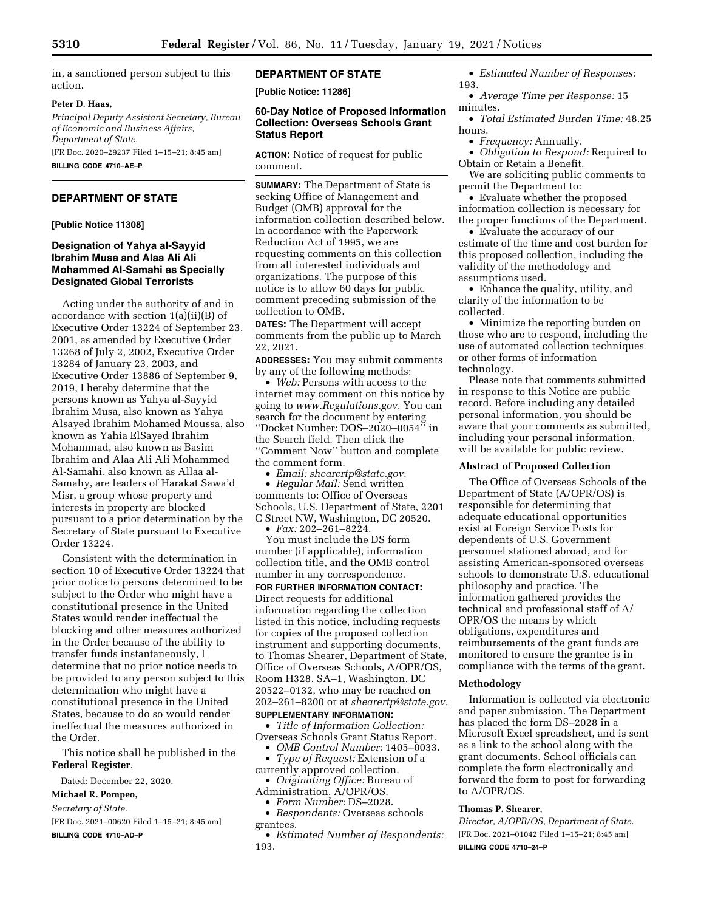in, a sanctioned person subject to this action.

**Peter D. Haas,**

*Principal Deputy Assistant Secretary, Bureau of Economic and Business Affairs, Department of State.*

[FR Doc. 2020–29237 Filed 1–15–21; 8:45 am]

**BILLING CODE 4710–AE–P**

## DEPARTMENT OF STATE

**[Public Notice 11308]**

### Designation of Yahya al-Sayyid Ibrahim Musa and Alaa Ali Ali Mohammed Al-Samahi as Specially Designated Global Terrorists

Acting under the authority of and in accordance with section 1(a)(ii)(B) of Executive Order 13224 of September 23, 2001, as amended by Executive Order 13268 of July 2, 2002, Executive Order 13284 of January 23, 2003, and Executive Order 13886 of September 9, 2019, I hereby determine that the persons known as Yahya al-Sayyid Ibrahim Musa, also known as Yahya Alsayed Ibrahim Mohamed Moussa, also known as Yahia ElSayed Ibrahim Mohammad, also known as Basim Ibrahim and Alaa Ali Ali Mohammed Al-Samahi, also known as Allaa al-Samahy, are leaders of Harakat Sawa'd Misr, a group whose property and interests in property are blocked pursuant to a prior determination by the Secretary of State pursuant to Executive Order 13224.

Consistent with the determination in section 10 of Executive Order 13224 that prior notice to persons determined to be subject to the Order who might have a constitutional presence in the United States would render ineffectual the blocking and other measures authorized in the Order because of the ability to transfer funds instantaneously, I determine that no prior notice needs to be provided to any person subject to this determination who might have a constitutional presence in the United States, because to do so would render ineffectual the measures authorized in the Order.

This notice shall be published in the **Federal Register**.

Dated: December 22, 2020.

**Michael R. Pompeo,**

*Secretary of State.*

[FR Doc. 2021–00620 Filed 1–15–21; 8:45 am]

**BILLING CODE 4710–AD–P**

## DEPARTMENT OF STATE

**[Public Notice: 11286]**

### 60-Day Notice of Proposed Information Collection: Overseas Schools Grant Status Report

**ACTION:** Notice of request for public comment.

**SUMMARY:** The Department of State is seeking Office of Management and Budget (OMB) approval for the information collection described below. In accordance with the Paperwork Reduction Act of 1995, we are requesting comments on this collection from all interested individuals and organizations. The purpose of this notice is to allow 60 days for public comment preceding submission of the collection to OMB.

**DATES:** The Department will accept comments from the public up to March 22, 2021.

**ADDRESSES:** You may submit comments by any of the following methods:

- *Web:* Persons with access to the internet may comment on this notice by going to *www.Regulations.gov.* You can search for the document by entering "Docket Number: DOS–2020–0054" in the Search field. Then click the "Comment Now" button and complete the comment form.
- *Email: shearertp@state.gov.*
- *Regular Mail:* Send written comments to: Office of Overseas Schools, U.S. Department of State, 2201 C Street NW, Washington, DC 20520.
- *Fax:* 202–261–8224.

You must include the DS form number (if applicable), information collection title, and the OMB control number in any correspondence.

**FOR FURTHER INFORMATION CONTACT:** Direct requests for additional information regarding the collection listed in this notice, including requests for copies of the proposed collection instrument and supporting documents, to Thomas Shearer, Department of State, Office of Overseas Schools, A/OPR/OS, Room H328, SA–1, Washington, DC 20522–0132, who may be reached on 202–261–8200 or at *shearertp@state.gov.*

**SUPPLEMENTARY INFORMATION:**

- *Title of Information Collection:* Overseas Schools Grant Status Report.
- *OMB Control Number:* 1405–0033.
- *Type of Request:* Extension of a currently approved collection.
- *Originating Office:* Bureau of Administration, A/OPR/OS.
- *Form Number:* DS–2028.
- *Respondents:* Overseas schools grantees.
- *Estimated Number of Respondents:* 193.
- *Estimated Number of Responses:* 193.
- *Average Time per Response:* 15 minutes.
- *Total Estimated Burden Time:* 48.25 hours.
- *Frequency:* Annually.
- *Obligation to Respond:* Required to Obtain or Retain a Benefit.

We are soliciting public comments to permit the Department to:

- Evaluate whether the proposed information collection is necessary for the proper functions of the Department.
- Evaluate the accuracy of our estimate of the time and cost burden for this proposed collection, including the validity of the methodology and assumptions used.
- Enhance the quality, utility, and clarity of the information to be collected.
- Minimize the reporting burden on those who are to respond, including the use of automated collection techniques or other forms of information technology.

Please note that comments submitted in response to this Notice are public record. Before including any detailed personal information, you should be aware that your comments as submitted, including your personal information, will be available for public review.

**Abstract of Proposed Collection**

The Office of Overseas Schools of the Department of State (A/OPR/OS) is responsible for determining that adequate educational opportunities exist at Foreign Service Posts for dependents of U.S. Government personnel stationed abroad, and for assisting American-sponsored overseas schools to demonstrate U.S. educational philosophy and practice. The information gathered provides the technical and professional staff of A/OPR/OS the means by which obligations, expenditures and reimbursements of the grant funds are monitored to ensure the grantee is in compliance with the terms of the grant.

**Methodology**

Information is collected via electronic and paper submission. The Department has placed the form DS–2028 in a Microsoft Excel spreadsheet, and is sent as a link to the school along with the grant documents. School officials can complete the form electronically and forward the form to post for forwarding to A/OPR/OS.

**Thomas P. Shearer,**

*Director, A/OPR/OS, Department of State.*

[FR Doc. 2021–01042 Filed 1–15–21; 8:45 am]

**BILLING CODE 4710–24–P**